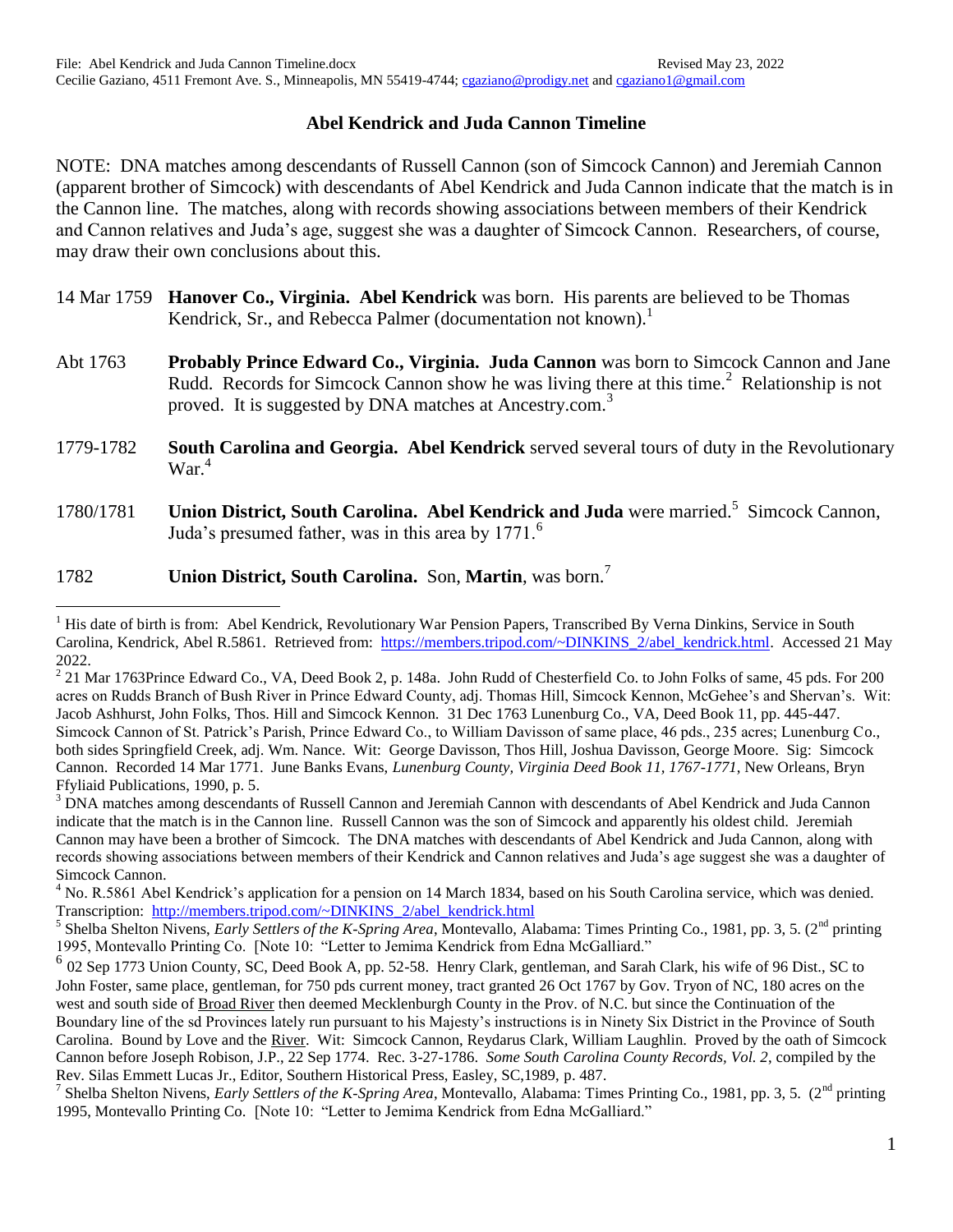File: Abel Kendrick and Juda Cannon Timeline.docx Revised May 23, 2022
Cecilie Gaziano, 4511 Fremont Ave. S., Minneapolis, MN 55419-4744; cgaziano@prodigy.net and cgaziano1@gmail.com

## Abel Kendrick and Juda Cannon Timeline

NOTE: DNA matches among descendants of Russell Cannon (son of Simcock Cannon) and Jeremiah Cannon (apparent brother of Simcock) with descendants of Abel Kendrick and Juda Cannon indicate that the match is in the Cannon line. The matches, along with records showing associations between members of their Kendrick and Cannon relatives and Juda's age, suggest she was a daughter of Simcock Cannon. Researchers, of course, may draw their own conclusions about this.

14 Mar 1759 **Hanover Co., Virginia. Abel Kendrick** was born. His parents are believed to be Thomas Kendrick, Sr., and Rebecca Palmer (documentation not known).[1]

Abt 1763 **Probably Prince Edward Co., Virginia. Juda Cannon** was born to Simcock Cannon and Jane Rudd. Records for Simcock Cannon show he was living there at this time.[2] Relationship is not proved. It is suggested by DNA matches at Ancestry.com.[3]

1779-1782 **South Carolina and Georgia. Abel Kendrick** served several tours of duty in the Revolutionary War.[4]

1780/1781 **Union District, South Carolina. Abel Kendrick and Juda** were married.[5] Simcock Cannon, Juda's presumed father, was in this area by 1771.[6]

1782 **Union District, South Carolina.** Son, **Martin**, was born.[7]

---

[1] His date of birth is from: Abel Kendrick, Revolutionary War Pension Papers, Transcribed By Verna Dinkins, Service in South Carolina, Kendrick, Abel R.5861. Retrieved from: https://members.tripod.com/~DINKINS_2/abel_kendrick.html. Accessed 21 May 2022.

[2] 21 Mar 1763Prince Edward Co., VA, Deed Book 2, p. 148a. John Rudd of Chesterfield Co. to John Folks of same, 45 pds. For 200 acres on Rudds Branch of Bush River in Prince Edward County, adj. Thomas Hill, Simcock Kennon, McGehee's and Shervan's. Wit: Jacob Ashhurst, John Folks, Thos. Hill and Simcock Kennon. 31 Dec 1763 Lunenburg Co., VA, Deed Book 11, pp. 445-447. Simcock Cannon of St. Patrick's Parish, Prince Edward Co., to William Davisson of same place, 46 pds., 235 acres; Lunenburg Co., both sides Springfield Creek, adj. Wm. Nance. Wit: George Davisson, Thos Hill, Joshua Davisson, George Moore. Sig: Simcock Cannon. Recorded 14 Mar 1771. June Banks Evans, *Lunenburg County, Virginia Deed Book 11, 1767-1771*, New Orleans, Bryn Ffyliaid Publications, 1990, p. 5.

[3] DNA matches among descendants of Russell Cannon and Jeremiah Cannon with descendants of Abel Kendrick and Juda Cannon indicate that the match is in the Cannon line. Russell Cannon was the son of Simcock and apparently his oldest child. Jeremiah Cannon may have been a brother of Simcock. The DNA matches with descendants of Abel Kendrick and Juda Cannon, along with records showing associations between members of their Kendrick and Cannon relatives and Juda's age suggest she was a daughter of Simcock Cannon.

[4] No. R.5861 Abel Kendrick's application for a pension on 14 March 1834, based on his South Carolina service, which was denied. Transcription: http://members.tripod.com/~DINKINS_2/abel_kendrick.html

[5] Shelba Shelton Nivens, *Early Settlers of the K-Spring Area*, Montevallo, Alabama: Times Printing Co., 1981, pp. 3, 5. (2nd printing 1995, Montevallo Printing Co. [Note 10: "Letter to Jemima Kendrick from Edna McGalliard."

[6] 02 Sep 1773 Union County, SC, Deed Book A, pp. 52-58. Henry Clark, gentleman, and Sarah Clark, his wife of 96 Dist., SC to John Foster, same place, gentleman, for 750 pds current money, tract granted 26 Oct 1767 by Gov. Tryon of NC, 180 acres on the west and south side of Broad River then deemed Mecklenburgh County in the Prov. of N.C. but since the Continuation of the Boundary line of the sd Provinces lately run pursuant to his Majesty's instructions is in Ninety Six District in the Province of South Carolina. Bound by Love and the River. Wit: Simcock Cannon, Reydarus Clark, William Laughlin. Proved by the oath of Simcock Cannon before Joseph Robison, J.P., 22 Sep 1774. Rec. 3-27-1786. *Some South Carolina County Records, Vol. 2*, compiled by the Rev. Silas Emmett Lucas Jr., Editor, Southern Historical Press, Easley, SC,1989, p. 487.

[7] Shelba Shelton Nivens, *Early Settlers of the K-Spring Area*, Montevallo, Alabama: Times Printing Co., 1981, pp. 3, 5. (2nd printing 1995, Montevallo Printing Co. [Note 10: "Letter to Jemima Kendrick from Edna McGalliard."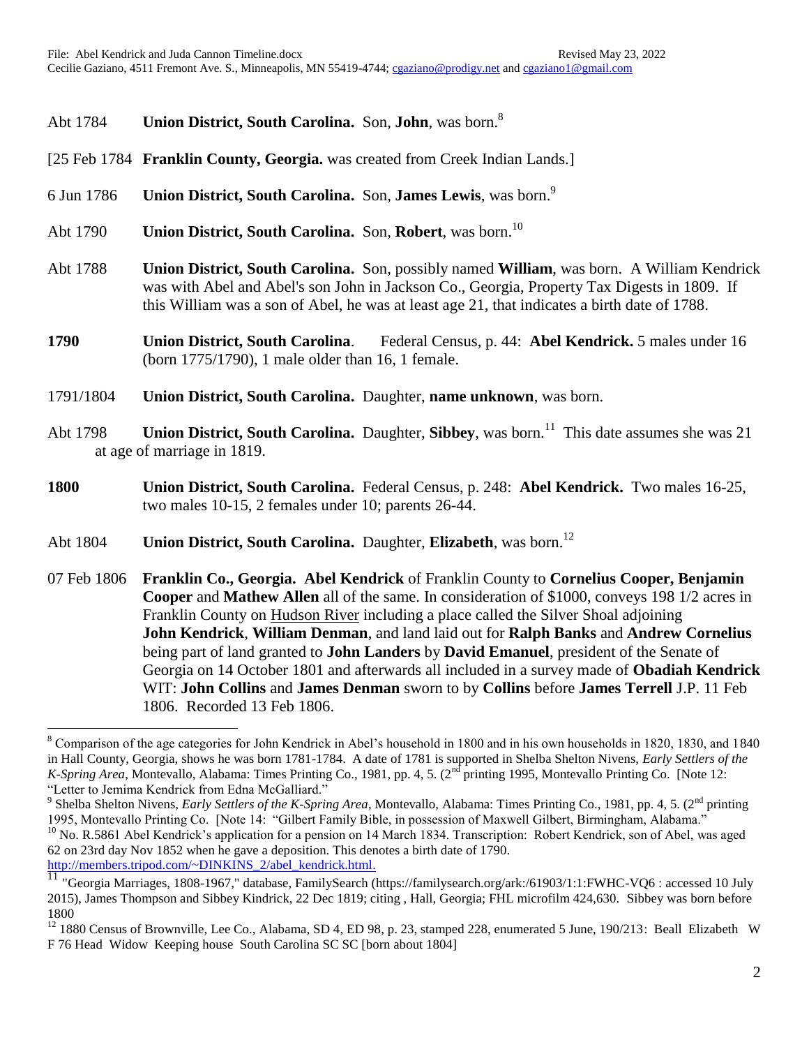Abt 1784 **Union District, South Carolina.** Son, **John**, was born.[8]

[25 Feb 1784 **Franklin County, Georgia.** was created from Creek Indian Lands.]

6 Jun 1786 **Union District, South Carolina.** Son, **James Lewis**, was born.[9]

Abt 1790 **Union District, South Carolina.** Son, **Robert**, was born.[10]

Abt 1788 **Union District, South Carolina.** Son, possibly named **William**, was born. A William Kendrick was with Abel and Abel's son John in Jackson Co., Georgia, Property Tax Digests in 1809. If this William was a son of Abel, he was at least age 21, that indicates a birth date of 1788.

**1790** **Union District, South Carolina**. Federal Census, p. 44: **Abel Kendrick.** 5 males under 16 (born 1775/1790), 1 male older than 16, 1 female.

1791/1804 **Union District, South Carolina.** Daughter, **name unknown**, was born.

Abt 1798 **Union District, South Carolina.** Daughter, **Sibbey**, was born.[11] This date assumes she was 21 at age of marriage in 1819.

**1800** **Union District, South Carolina.** Federal Census, p. 248: **Abel Kendrick.** Two males 16-25, two males 10-15, 2 females under 10; parents 26-44.

Abt 1804 **Union District, South Carolina.** Daughter, **Elizabeth**, was born.[12]

07 Feb 1806 **Franklin Co., Georgia. Abel Kendrick** of Franklin County to **Cornelius Cooper, Benjamin Cooper** and **Mathew Allen** all of the same. In consideration of $1000, conveys 198 1/2 acres in Franklin County on Hudson River including a place called the Silver Shoal adjoining **John Kendrick**, **William Denman**, and land laid out for **Ralph Banks** and **Andrew Cornelius** being part of land granted to **John Landers** by **David Emanuel**, president of the Senate of Georgia on 14 October 1801 and afterwards all included in a survey made of **Obadiah Kendrick** WIT: **John Collins** and **James Denman** sworn to by **Collins** before **James Terrell** J.P. 11 Feb 1806. Recorded 13 Feb 1806.

---

[8] Comparison of the age categories for John Kendrick in Abel's household in 1800 and in his own households in 1820, 1830, and 1840 in Hall County, Georgia, shows he was born 1781-1784. A date of 1781 is supported in Shelba Shelton Nivens, *Early Settlers of the K-Spring Area*, Montevallo, Alabama: Times Printing Co., 1981, pp. 4, 5. (2nd printing 1995, Montevallo Printing Co. [Note 12: "Letter to Jemima Kendrick from Edna McGalliard."

[9] Shelba Shelton Nivens, *Early Settlers of the K-Spring Area*, Montevallo, Alabama: Times Printing Co., 1981, pp. 4, 5. (2nd printing 1995, Montevallo Printing Co. [Note 14: "Gilbert Family Bible, in possession of Maxwell Gilbert, Birmingham, Alabama."

[10] No. R.5861 Abel Kendrick's application for a pension on 14 March 1834. Transcription: Robert Kendrick, son of Abel, was aged 62 on 23rd day Nov 1852 when he gave a deposition. This denotes a birth date of 1790. http://members.tripod.com/~DINKINS_2/abel_kendrick.html.

[11] "Georgia Marriages, 1808-1967," database, FamilySearch (https://familysearch.org/ark:/61903/1:1:FWHC-VQ6 : accessed 10 July 2015), James Thompson and Sibbey Kindrick, 22 Dec 1819; citing , Hall, Georgia; FHL microfilm 424,630. Sibbey was born before 1800

[12] 1880 Census of Brownville, Lee Co., Alabama, SD 4, ED 98, p. 23, stamped 228, enumerated 5 June, 190/213: Beall Elizabeth W F 76 Head Widow Keeping house South Carolina SC SC [born about 1804]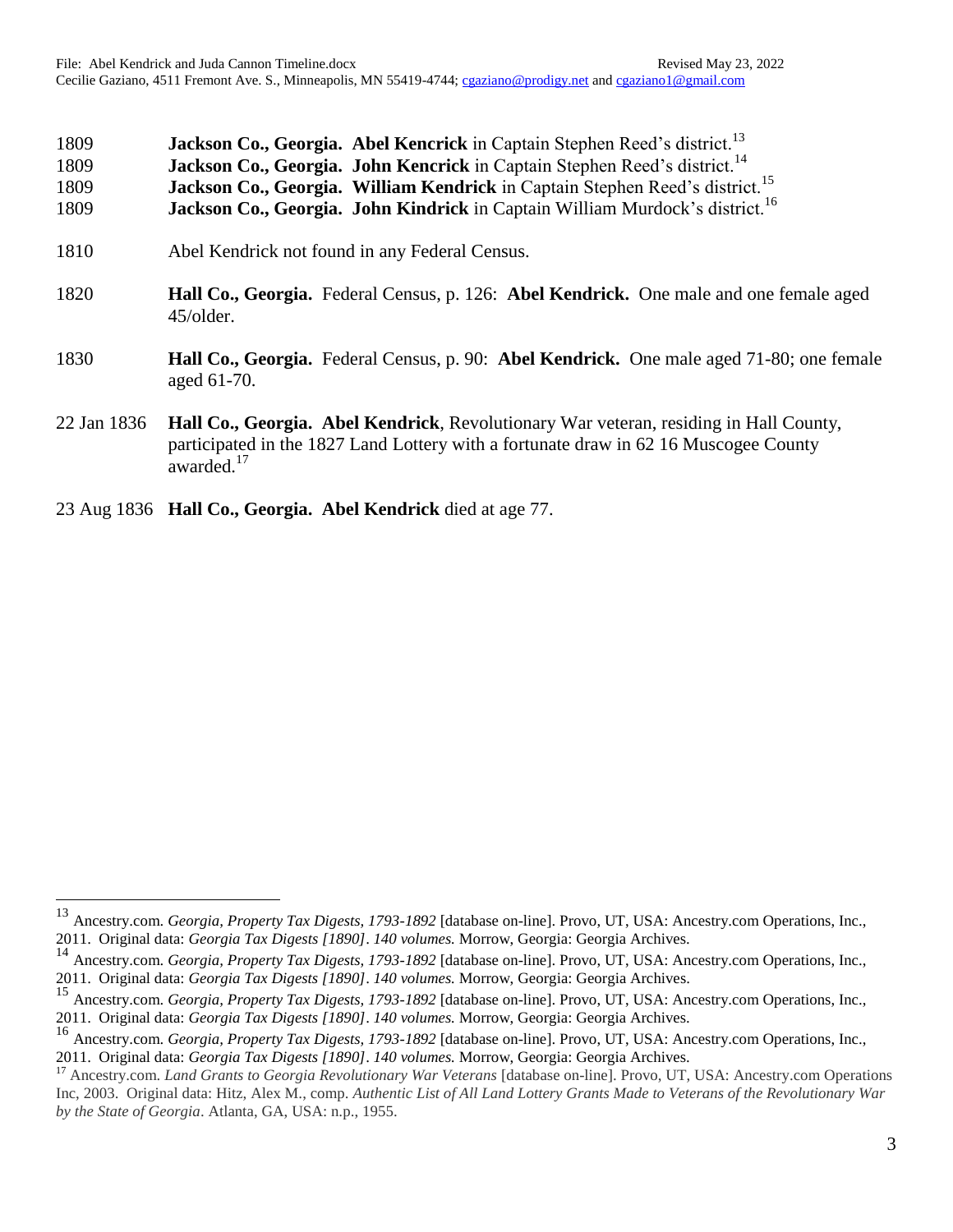1809 **Jackson Co., Georgia. Abel Kencrick** in Captain Stephen Reed's district.[13]

1809 **Jackson Co., Georgia. John Kencrick** in Captain Stephen Reed's district.[14]

1809 **Jackson Co., Georgia. William Kendrick** in Captain Stephen Reed's district.[15]

1809 **Jackson Co., Georgia. John Kindrick** in Captain William Murdock's district.[16]

1810 Abel Kendrick not found in any Federal Census.

1820 **Hall Co., Georgia.** Federal Census, p. 126: **Abel Kendrick.** One male and one female aged 45/older.

1830 **Hall Co., Georgia.** Federal Census, p. 90: **Abel Kendrick.** One male aged 71-80; one female aged 61-70.

22 Jan 1836 **Hall Co., Georgia. Abel Kendrick**, Revolutionary War veteran, residing in Hall County, participated in the 1827 Land Lottery with a fortunate draw in 62 16 Muscogee County awarded.[17]

23 Aug 1836 **Hall Co., Georgia. Abel Kendrick** died at age 77.

---

[13] Ancestry.com. *Georgia, Property Tax Digests, 1793-1892* [database on-line]. Provo, UT, USA: Ancestry.com Operations, Inc., 2011. Original data: *Georgia Tax Digests [1890]*. *140 volumes.* Morrow, Georgia: Georgia Archives.

[14] Ancestry.com. *Georgia, Property Tax Digests, 1793-1892* [database on-line]. Provo, UT, USA: Ancestry.com Operations, Inc., 2011. Original data: *Georgia Tax Digests [1890]*. *140 volumes.* Morrow, Georgia: Georgia Archives.

[15] Ancestry.com. *Georgia, Property Tax Digests, 1793-1892* [database on-line]. Provo, UT, USA: Ancestry.com Operations, Inc., 2011. Original data: *Georgia Tax Digests [1890]*. *140 volumes.* Morrow, Georgia: Georgia Archives.

[16] Ancestry.com. *Georgia, Property Tax Digests, 1793-1892* [database on-line]. Provo, UT, USA: Ancestry.com Operations, Inc., 2011. Original data: *Georgia Tax Digests [1890]*. *140 volumes.* Morrow, Georgia: Georgia Archives.

[17] Ancestry.com. *Land Grants to Georgia Revolutionary War Veterans* [database on-line]. Provo, UT, USA: Ancestry.com Operations Inc, 2003. Original data: Hitz, Alex M., comp. *Authentic List of All Land Lottery Grants Made to Veterans of the Revolutionary War by the State of Georgia*. Atlanta, GA, USA: n.p., 1955.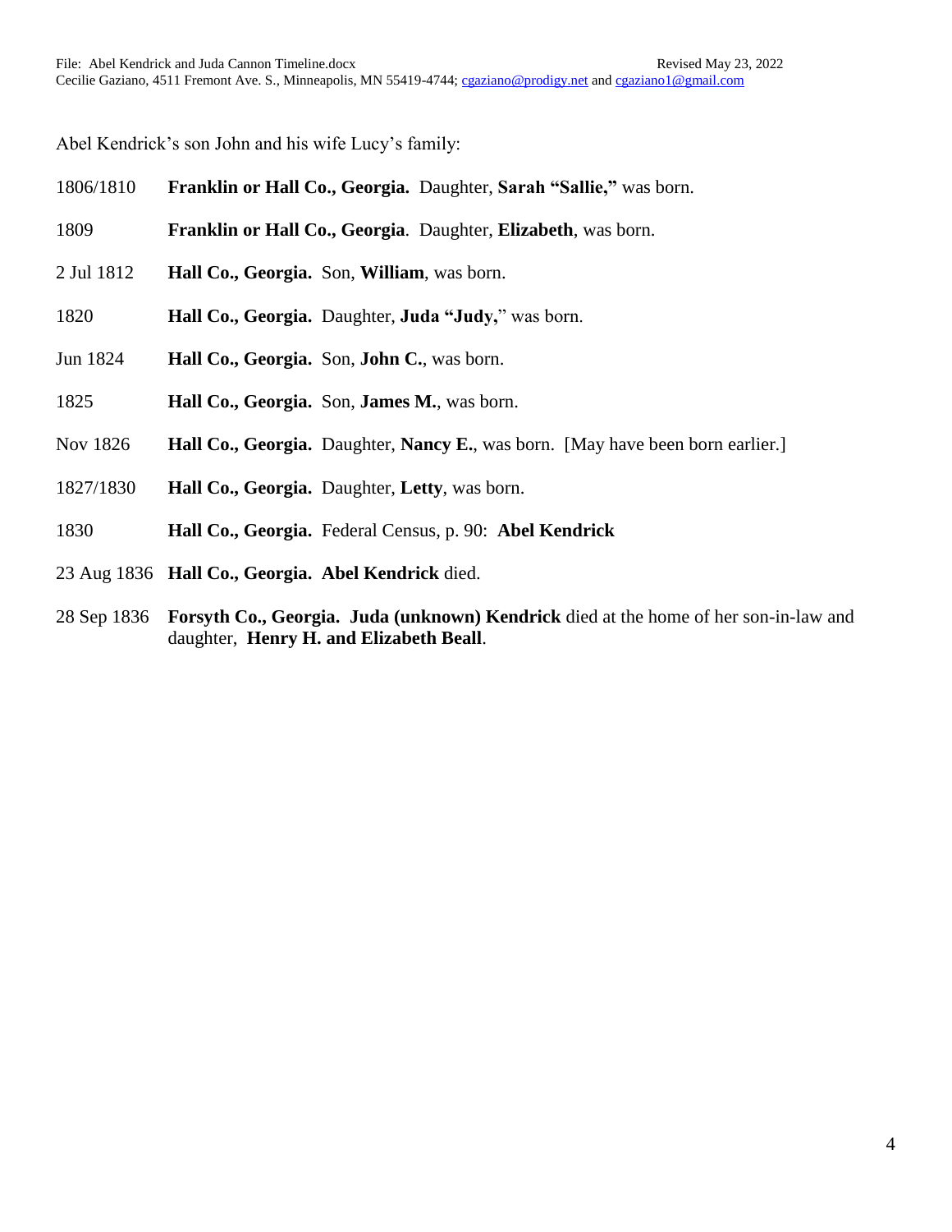Abel Kendrick's son John and his wife Lucy's family:

1806/1810 **Franklin or Hall Co., Georgia.** Daughter, **Sarah "Sallie,"** was born.

1809 **Franklin or Hall Co., Georgia**. Daughter, **Elizabeth**, was born.

2 Jul 1812 **Hall Co., Georgia.** Son, **William**, was born.

1820 **Hall Co., Georgia.** Daughter, **Juda "Judy,"** was born.

Jun 1824 **Hall Co., Georgia.** Son, **John C.**, was born.

1825 **Hall Co., Georgia.** Son, **James M.**, was born.

Nov 1826 **Hall Co., Georgia.** Daughter, **Nancy E.**, was born. [May have been born earlier.]

1827/1830 **Hall Co., Georgia.** Daughter, **Letty**, was born.

1830 **Hall Co., Georgia.** Federal Census, p. 90: **Abel Kendrick**

23 Aug 1836 **Hall Co., Georgia. Abel Kendrick** died.

28 Sep 1836 **Forsyth Co., Georgia. Juda (unknown) Kendrick** died at the home of her son-in-law and daughter, **Henry H. and Elizabeth Beall**.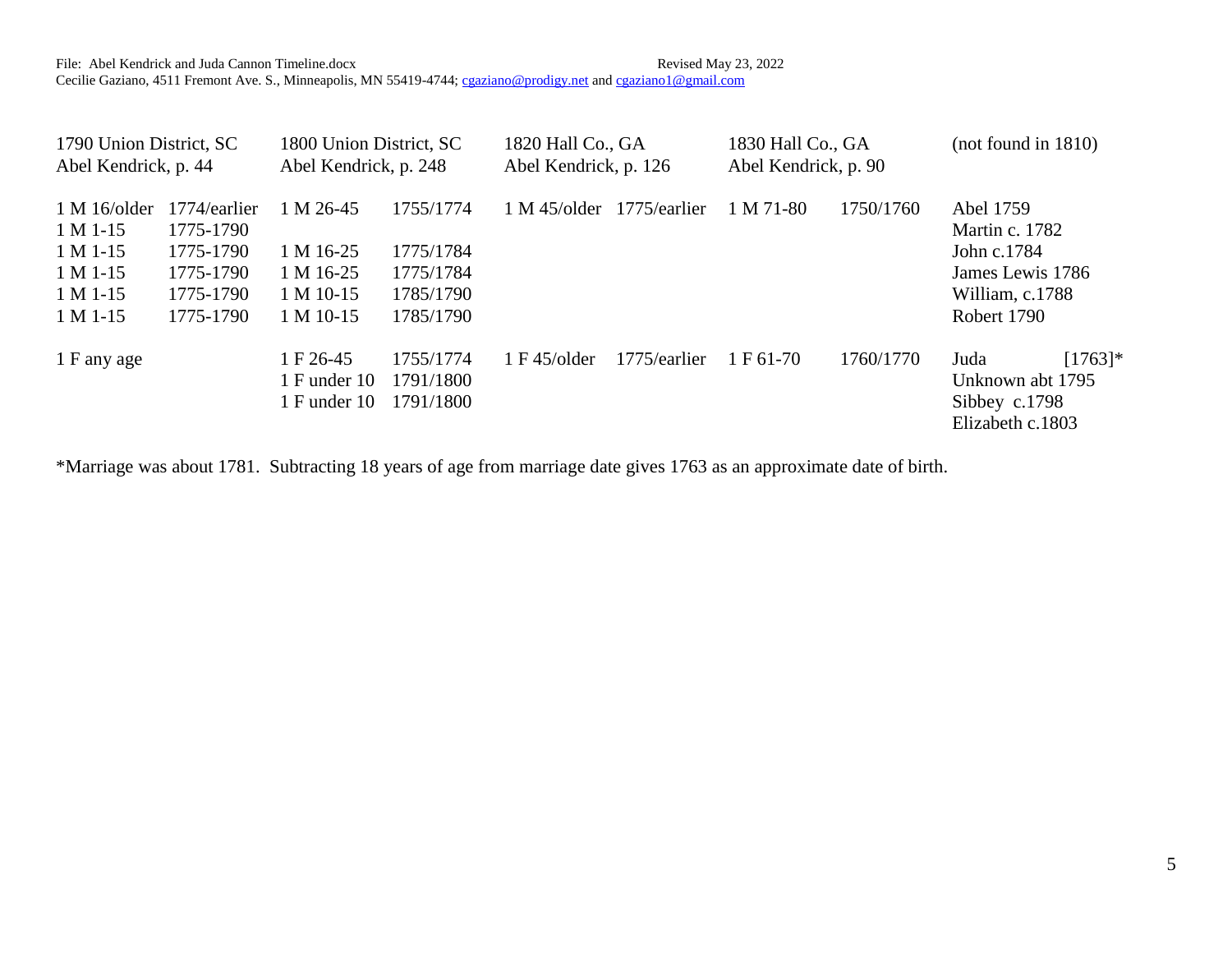| 1790 Union District, SC Abel Kendrick, p. 44 | | 1800 Union District, SC Abel Kendrick, p. 248 | | 1820 Hall Co., GA Abel Kendrick, p. 126 | | 1830 Hall Co., GA Abel Kendrick, p. 90 | | (not found in 1810) | |
|---|---|---|---|---|---|---|---|---|---|
| 1 M 16/older | 1774/earlier | 1 M 26-45 | 1755/1774 | 1 M 45/older | 1775/earlier | 1 M 71-80 | 1750/1760 | Abel 1759 | |
| 1 M 1-15 | 1775-1790 | | | | | | | Martin c. 1782 | |
| 1 M 1-15 | 1775-1790 | 1 M 16-25 | 1775/1784 | | | | | John c.1784 | |
| 1 M 1-15 | 1775-1790 | 1 M 16-25 | 1775/1784 | | | | | James Lewis 1786 | |
| 1 M 1-15 | 1775-1790 | 1 M 10-15 | 1785/1790 | | | | | William, c.1788 | |
| 1 M 1-15 | 1775-1790 | 1 M 10-15 | 1785/1790 | | | | | Robert 1790 | |
| 1 F any age | | 1 F 26-45 | 1755/1774 | 1 F 45/older | 1775/earlier | 1 F 61-70 | 1760/1770 | Juda | [1763]* |
| | | 1 F under 10 | 1791/1800 | | | | | Unknown abt 1795 | |
| | | 1 F under 10 | 1791/1800 | | | | | Sibbey c.1798 | |
| | | | | | | | | Elizabeth c.1803 | |

*Marriage was about 1781. Subtracting 18 years of age from marriage date gives 1763 as an approximate date of birth.